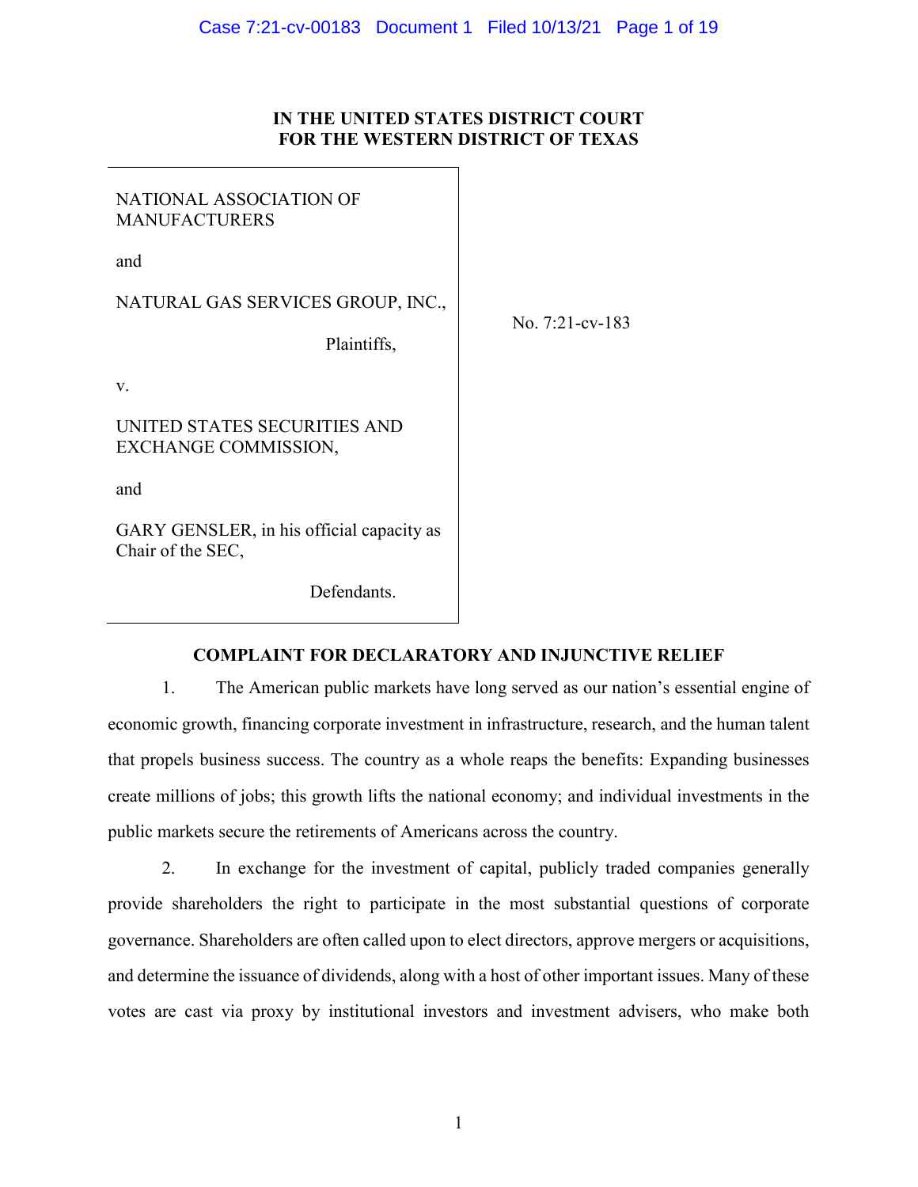**IN THE UNITED STATES DISTRICT COURT**
**FOR THE WESTERN DISTRICT OF TEXAS**

| | |
|---|---|
| NATIONAL ASSOCIATION OF MANUFACTURERS<br><br>and<br><br>NATURAL GAS SERVICES GROUP, INC.,<br><br>Plaintiffs,<br><br>v.<br><br>UNITED STATES SECURITIES AND EXCHANGE COMMISSION,<br><br>and<br><br>GARY GENSLER, in his official capacity as Chair of the SEC,<br><br>Defendants. | No. 7:21-cv-183 |

## COMPLAINT FOR DECLARATORY AND INJUNCTIVE RELIEF

1. The American public markets have long served as our nation's essential engine of economic growth, financing corporate investment in infrastructure, research, and the human talent that propels business success. The country as a whole reaps the benefits: Expanding businesses create millions of jobs; this growth lifts the national economy; and individual investments in the public markets secure the retirements of Americans across the country.

2. In exchange for the investment of capital, publicly traded companies generally provide shareholders the right to participate in the most substantial questions of corporate governance. Shareholders are often called upon to elect directors, approve mergers or acquisitions, and determine the issuance of dividends, along with a host of other important issues. Many of these votes are cast via proxy by institutional investors and investment advisers, who make both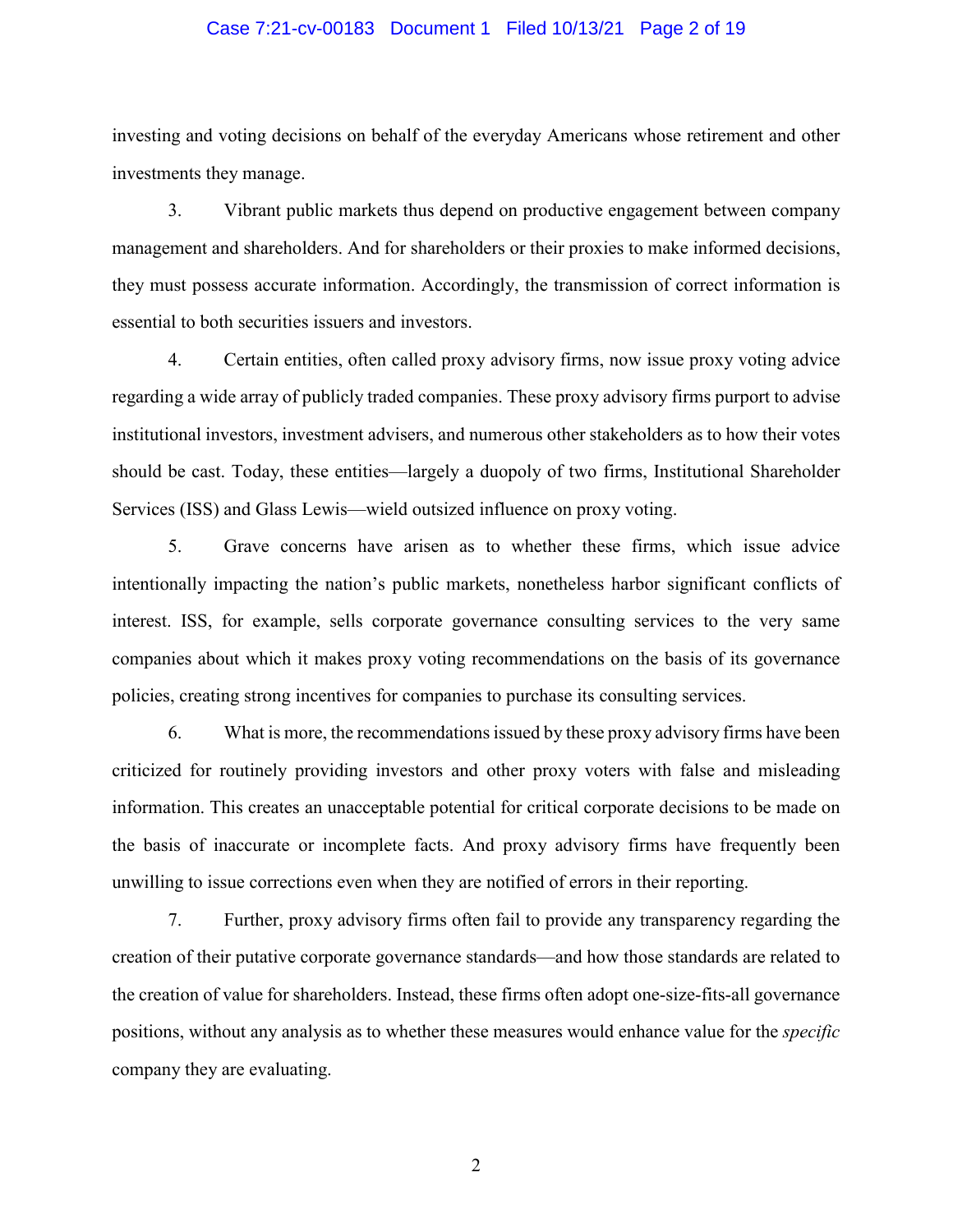investing and voting decisions on behalf of the everyday Americans whose retirement and other investments they manage.

3. Vibrant public markets thus depend on productive engagement between company management and shareholders. And for shareholders or their proxies to make informed decisions, they must possess accurate information. Accordingly, the transmission of correct information is essential to both securities issuers and investors.

4. Certain entities, often called proxy advisory firms, now issue proxy voting advice regarding a wide array of publicly traded companies. These proxy advisory firms purport to advise institutional investors, investment advisers, and numerous other stakeholders as to how their votes should be cast. Today, these entities—largely a duopoly of two firms, Institutional Shareholder Services (ISS) and Glass Lewis—wield outsized influence on proxy voting.

5. Grave concerns have arisen as to whether these firms, which issue advice intentionally impacting the nation's public markets, nonetheless harbor significant conflicts of interest. ISS, for example, sells corporate governance consulting services to the very same companies about which it makes proxy voting recommendations on the basis of its governance policies, creating strong incentives for companies to purchase its consulting services.

6. What is more, the recommendations issued by these proxy advisory firms have been criticized for routinely providing investors and other proxy voters with false and misleading information. This creates an unacceptable potential for critical corporate decisions to be made on the basis of inaccurate or incomplete facts. And proxy advisory firms have frequently been unwilling to issue corrections even when they are notified of errors in their reporting.

7. Further, proxy advisory firms often fail to provide any transparency regarding the creation of their putative corporate governance standards—and how those standards are related to the creation of value for shareholders. Instead, these firms often adopt one-size-fits-all governance positions, without any analysis as to whether these measures would enhance value for the *specific* company they are evaluating.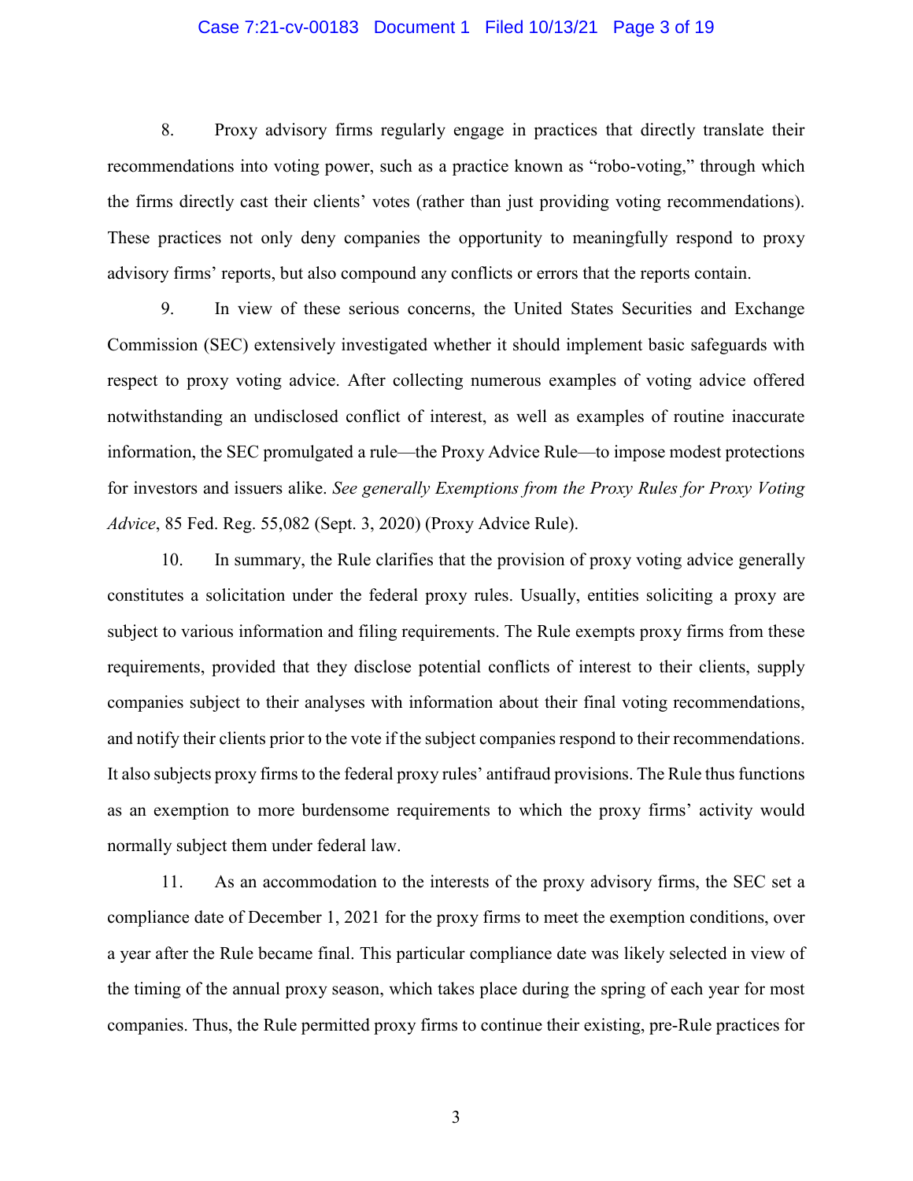8. Proxy advisory firms regularly engage in practices that directly translate their recommendations into voting power, such as a practice known as "robo-voting," through which the firms directly cast their clients' votes (rather than just providing voting recommendations). These practices not only deny companies the opportunity to meaningfully respond to proxy advisory firms' reports, but also compound any conflicts or errors that the reports contain.

9. In view of these serious concerns, the United States Securities and Exchange Commission (SEC) extensively investigated whether it should implement basic safeguards with respect to proxy voting advice. After collecting numerous examples of voting advice offered notwithstanding an undisclosed conflict of interest, as well as examples of routine inaccurate information, the SEC promulgated a rule—the Proxy Advice Rule—to impose modest protections for investors and issuers alike. *See generally Exemptions from the Proxy Rules for Proxy Voting Advice*, 85 Fed. Reg. 55,082 (Sept. 3, 2020) (Proxy Advice Rule).

10. In summary, the Rule clarifies that the provision of proxy voting advice generally constitutes a solicitation under the federal proxy rules. Usually, entities soliciting a proxy are subject to various information and filing requirements. The Rule exempts proxy firms from these requirements, provided that they disclose potential conflicts of interest to their clients, supply companies subject to their analyses with information about their final voting recommendations, and notify their clients prior to the vote if the subject companies respond to their recommendations. It also subjects proxy firms to the federal proxy rules' antifraud provisions. The Rule thus functions as an exemption to more burdensome requirements to which the proxy firms' activity would normally subject them under federal law.

11. As an accommodation to the interests of the proxy advisory firms, the SEC set a compliance date of December 1, 2021 for the proxy firms to meet the exemption conditions, over a year after the Rule became final. This particular compliance date was likely selected in view of the timing of the annual proxy season, which takes place during the spring of each year for most companies. Thus, the Rule permitted proxy firms to continue their existing, pre-Rule practices for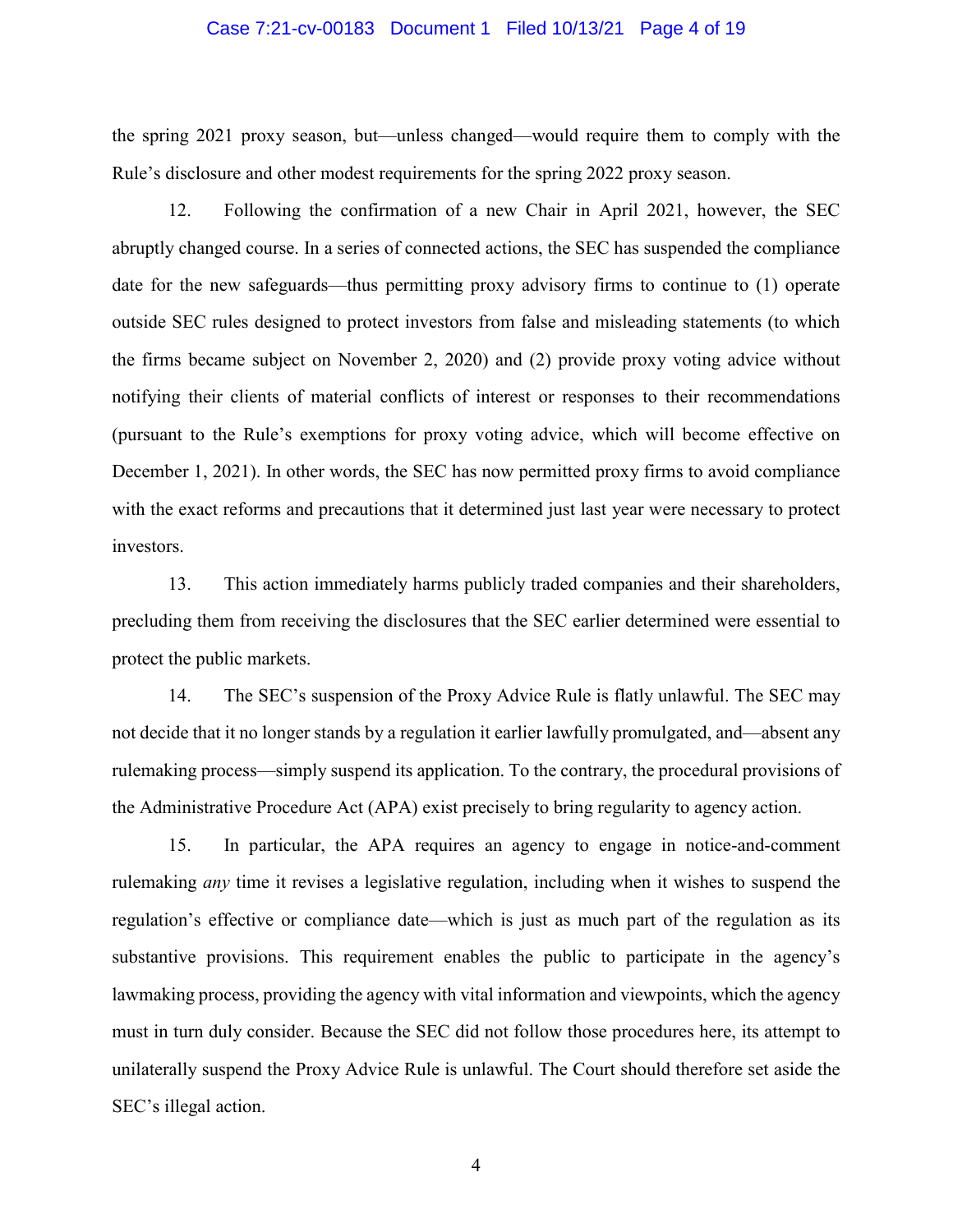the spring 2021 proxy season, but—unless changed—would require them to comply with the Rule's disclosure and other modest requirements for the spring 2022 proxy season.

12. Following the confirmation of a new Chair in April 2021, however, the SEC abruptly changed course. In a series of connected actions, the SEC has suspended the compliance date for the new safeguards—thus permitting proxy advisory firms to continue to (1) operate outside SEC rules designed to protect investors from false and misleading statements (to which the firms became subject on November 2, 2020) and (2) provide proxy voting advice without notifying their clients of material conflicts of interest or responses to their recommendations (pursuant to the Rule's exemptions for proxy voting advice, which will become effective on December 1, 2021). In other words, the SEC has now permitted proxy firms to avoid compliance with the exact reforms and precautions that it determined just last year were necessary to protect investors.

13. This action immediately harms publicly traded companies and their shareholders, precluding them from receiving the disclosures that the SEC earlier determined were essential to protect the public markets.

14. The SEC's suspension of the Proxy Advice Rule is flatly unlawful. The SEC may not decide that it no longer stands by a regulation it earlier lawfully promulgated, and—absent any rulemaking process—simply suspend its application. To the contrary, the procedural provisions of the Administrative Procedure Act (APA) exist precisely to bring regularity to agency action.

15. In particular, the APA requires an agency to engage in notice-and-comment rulemaking *any* time it revises a legislative regulation, including when it wishes to suspend the regulation's effective or compliance date—which is just as much part of the regulation as its substantive provisions. This requirement enables the public to participate in the agency's lawmaking process, providing the agency with vital information and viewpoints, which the agency must in turn duly consider. Because the SEC did not follow those procedures here, its attempt to unilaterally suspend the Proxy Advice Rule is unlawful. The Court should therefore set aside the SEC's illegal action.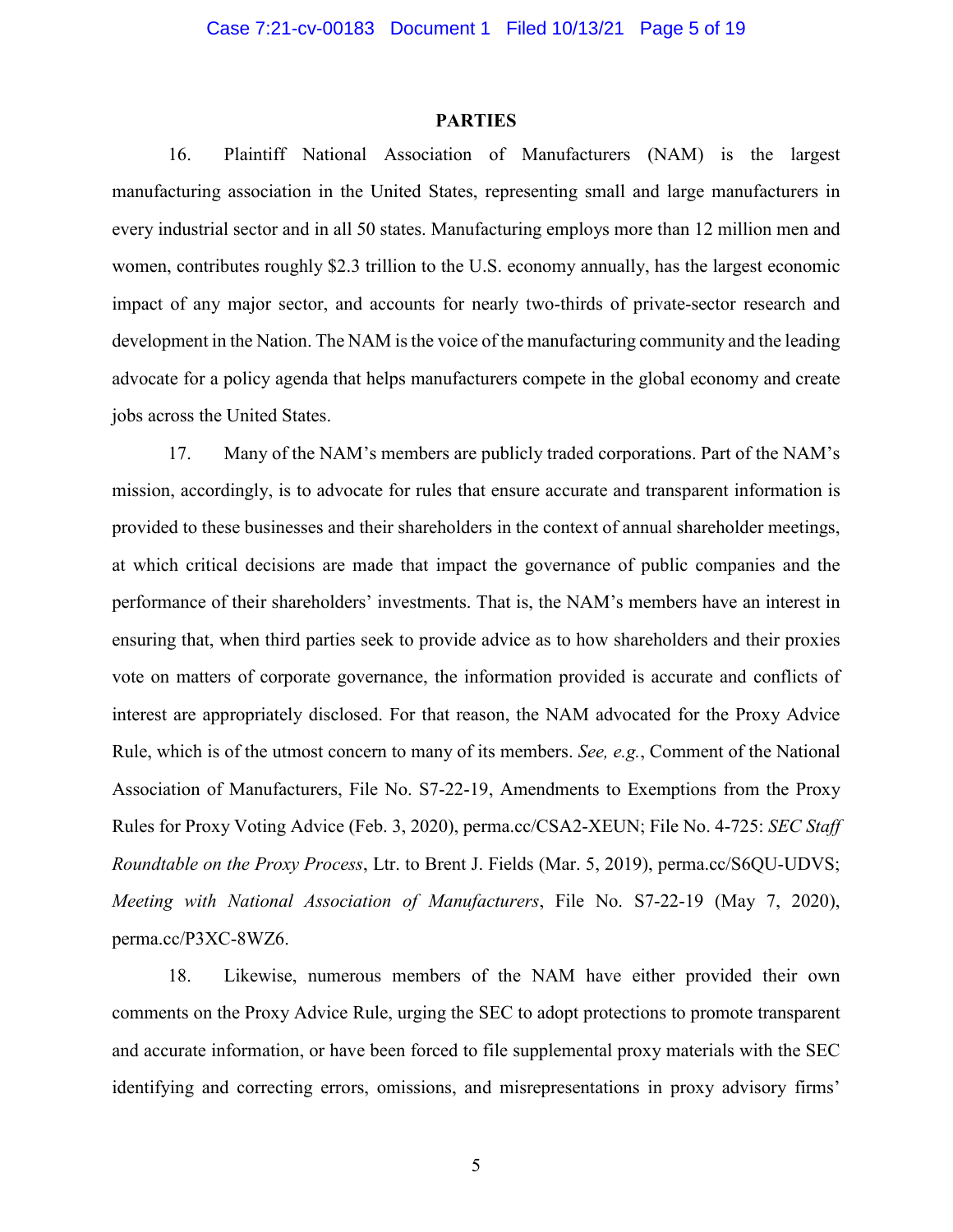## PARTIES

16. Plaintiff National Association of Manufacturers (NAM) is the largest manufacturing association in the United States, representing small and large manufacturers in every industrial sector and in all 50 states. Manufacturing employs more than 12 million men and women, contributes roughly $2.3 trillion to the U.S. economy annually, has the largest economic impact of any major sector, and accounts for nearly two-thirds of private-sector research and development in the Nation. The NAM is the voice of the manufacturing community and the leading advocate for a policy agenda that helps manufacturers compete in the global economy and create jobs across the United States.

17. Many of the NAM's members are publicly traded corporations. Part of the NAM's mission, accordingly, is to advocate for rules that ensure accurate and transparent information is provided to these businesses and their shareholders in the context of annual shareholder meetings, at which critical decisions are made that impact the governance of public companies and the performance of their shareholders' investments. That is, the NAM's members have an interest in ensuring that, when third parties seek to provide advice as to how shareholders and their proxies vote on matters of corporate governance, the information provided is accurate and conflicts of interest are appropriately disclosed. For that reason, the NAM advocated for the Proxy Advice Rule, which is of the utmost concern to many of its members. *See, e.g.*, Comment of the National Association of Manufacturers, File No. S7-22-19, Amendments to Exemptions from the Proxy Rules for Proxy Voting Advice (Feb. 3, 2020), perma.cc/CSA2-XEUN; File No. 4-725: *SEC Staff Roundtable on the Proxy Process*, Ltr. to Brent J. Fields (Mar. 5, 2019), perma.cc/S6QU-UDVS; *Meeting with National Association of Manufacturers*, File No. S7-22-19 (May 7, 2020), perma.cc/P3XC-8WZ6.

18. Likewise, numerous members of the NAM have either provided their own comments on the Proxy Advice Rule, urging the SEC to adopt protections to promote transparent and accurate information, or have been forced to file supplemental proxy materials with the SEC identifying and correcting errors, omissions, and misrepresentations in proxy advisory firms'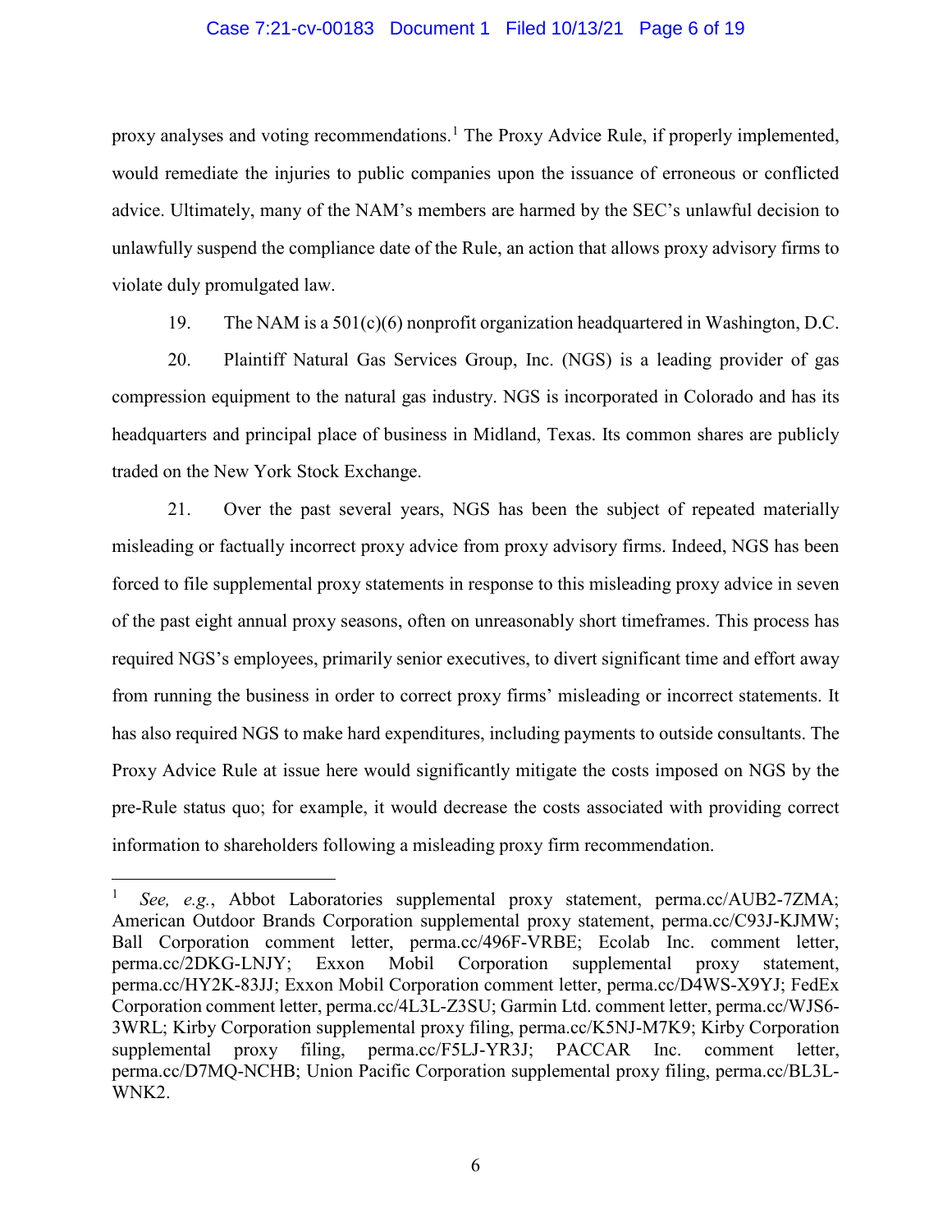proxy analyses and voting recommendations.[1] The Proxy Advice Rule, if properly implemented, would remediate the injuries to public companies upon the issuance of erroneous or conflicted advice. Ultimately, many of the NAM's members are harmed by the SEC's unlawful decision to unlawfully suspend the compliance date of the Rule, an action that allows proxy advisory firms to violate duly promulgated law.

19. The NAM is a 501(c)(6) nonprofit organization headquartered in Washington, D.C.

20. Plaintiff Natural Gas Services Group, Inc. (NGS) is a leading provider of gas compression equipment to the natural gas industry. NGS is incorporated in Colorado and has its headquarters and principal place of business in Midland, Texas. Its common shares are publicly traded on the New York Stock Exchange.

21. Over the past several years, NGS has been the subject of repeated materially misleading or factually incorrect proxy advice from proxy advisory firms. Indeed, NGS has been forced to file supplemental proxy statements in response to this misleading proxy advice in seven of the past eight annual proxy seasons, often on unreasonably short timeframes. This process has required NGS's employees, primarily senior executives, to divert significant time and effort away from running the business in order to correct proxy firms' misleading or incorrect statements. It has also required NGS to make hard expenditures, including payments to outside consultants. The Proxy Advice Rule at issue here would significantly mitigate the costs imposed on NGS by the pre-Rule status quo; for example, it would decrease the costs associated with providing correct information to shareholders following a misleading proxy firm recommendation.

---

[1] *See, e.g.*, Abbot Laboratories supplemental proxy statement, perma.cc/AUB2-7ZMA; American Outdoor Brands Corporation supplemental proxy statement, perma.cc/C93J-KJMW; Ball Corporation comment letter, perma.cc/496F-VRBE; Ecolab Inc. comment letter, perma.cc/2DKG-LNJY; Exxon Mobil Corporation supplemental proxy statement, perma.cc/HY2K-83JJ; Exxon Mobil Corporation comment letter, perma.cc/D4WS-X9YJ; FedEx Corporation comment letter, perma.cc/4L3L-Z3SU; Garmin Ltd. comment letter, perma.cc/WJS6-3WRL; Kirby Corporation supplemental proxy filing, perma.cc/K5NJ-M7K9; Kirby Corporation supplemental proxy filing, perma.cc/F5LJ-YR3J; PACCAR Inc. comment letter, perma.cc/D7MQ-NCHB; Union Pacific Corporation supplemental proxy filing, perma.cc/BL3L-WNK2.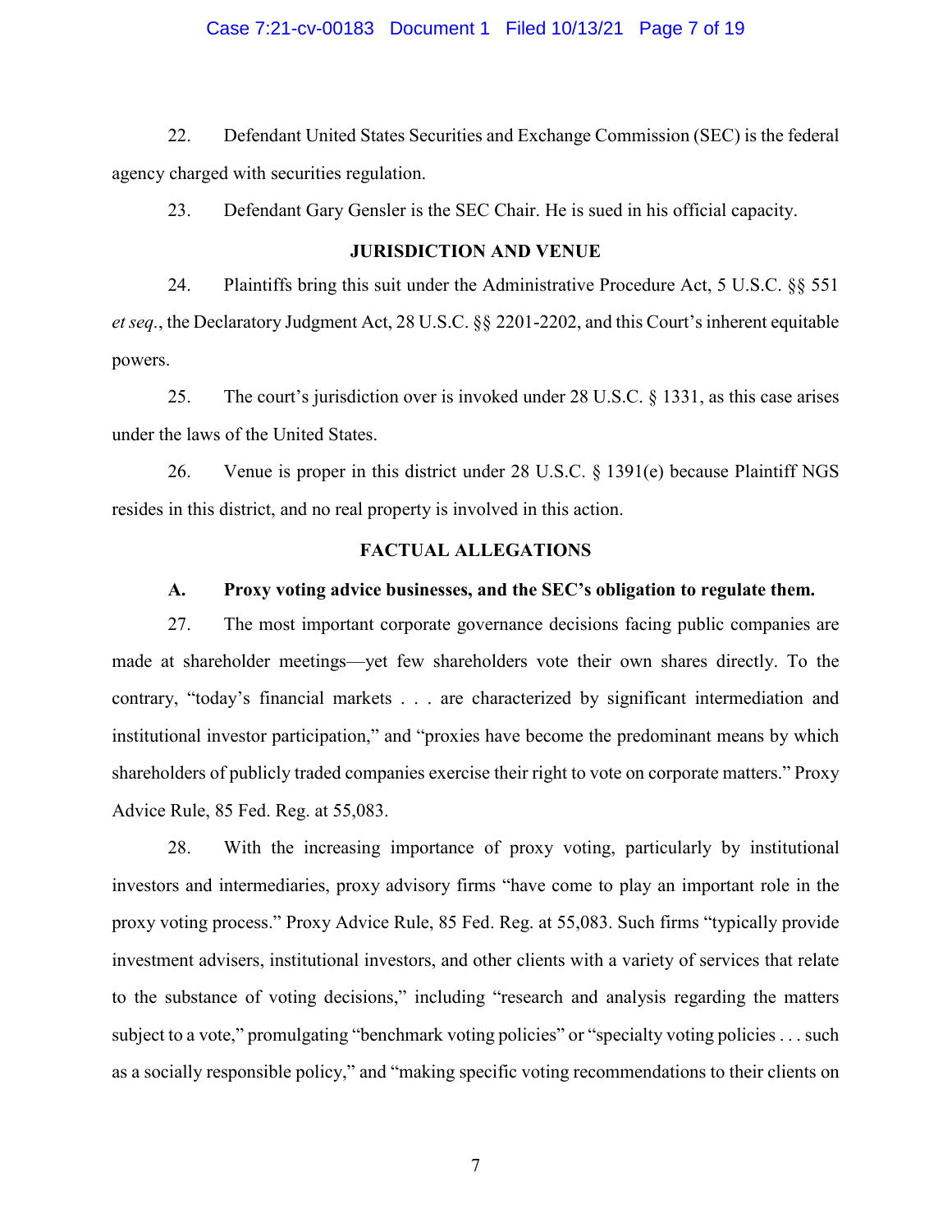22. Defendant United States Securities and Exchange Commission (SEC) is the federal agency charged with securities regulation.

23. Defendant Gary Gensler is the SEC Chair. He is sued in his official capacity.

## JURISDICTION AND VENUE

24. Plaintiffs bring this suit under the Administrative Procedure Act, 5 U.S.C. §§ 551 *et seq.*, the Declaratory Judgment Act, 28 U.S.C. §§ 2201-2202, and this Court's inherent equitable powers.

25. The court's jurisdiction over is invoked under 28 U.S.C. § 1331, as this case arises under the laws of the United States.

26. Venue is proper in this district under 28 U.S.C. § 1391(e) because Plaintiff NGS resides in this district, and no real property is involved in this action.

## FACTUAL ALLEGATIONS

### A. Proxy voting advice businesses, and the SEC's obligation to regulate them.

27. The most important corporate governance decisions facing public companies are made at shareholder meetings—yet few shareholders vote their own shares directly. To the contrary, "today's financial markets . . . are characterized by significant intermediation and institutional investor participation," and "proxies have become the predominant means by which shareholders of publicly traded companies exercise their right to vote on corporate matters." Proxy Advice Rule, 85 Fed. Reg. at 55,083.

28. With the increasing importance of proxy voting, particularly by institutional investors and intermediaries, proxy advisory firms "have come to play an important role in the proxy voting process." Proxy Advice Rule, 85 Fed. Reg. at 55,083. Such firms "typically provide investment advisers, institutional investors, and other clients with a variety of services that relate to the substance of voting decisions," including "research and analysis regarding the matters subject to a vote," promulgating "benchmark voting policies" or "specialty voting policies . . . such as a socially responsible policy," and "making specific voting recommendations to their clients on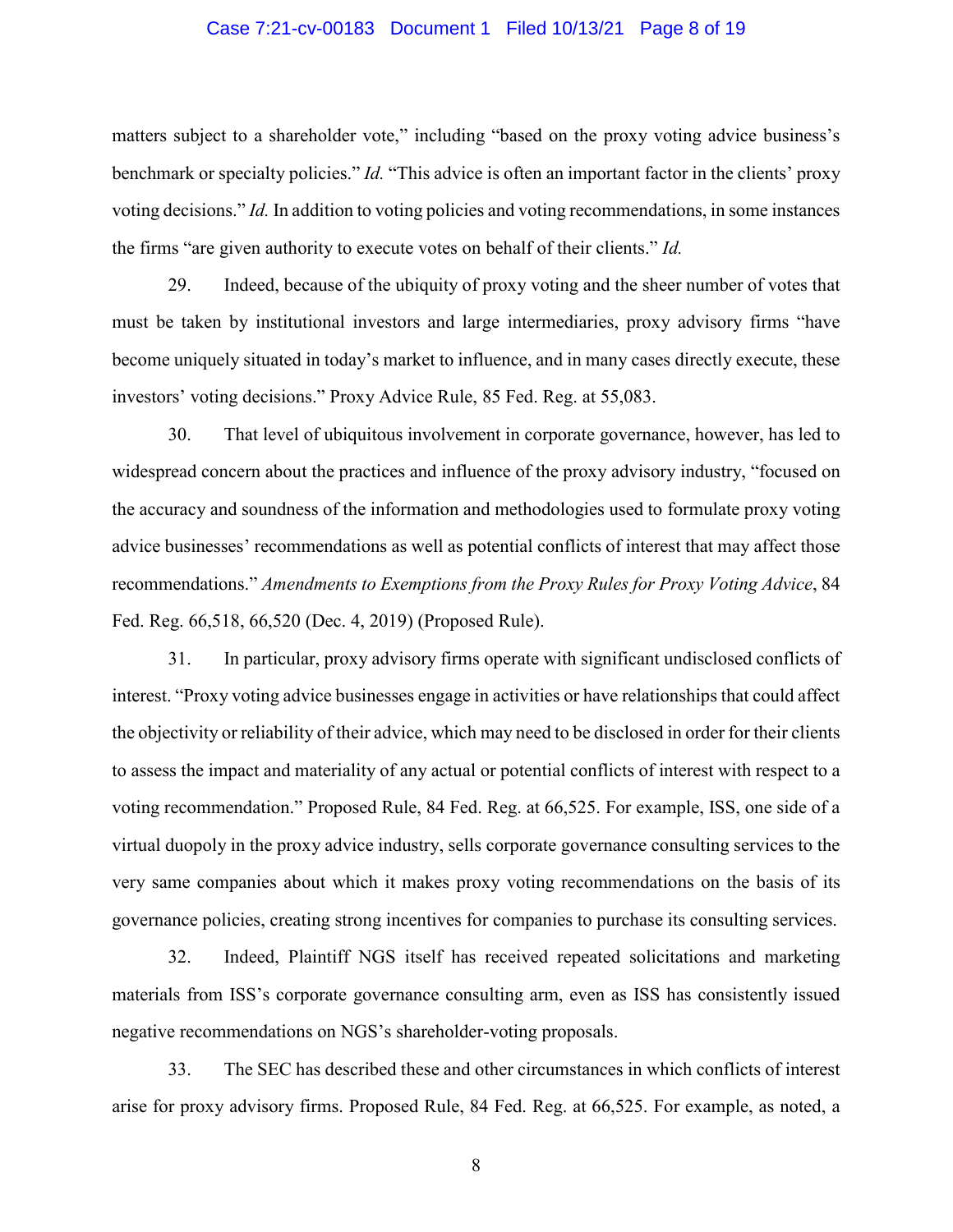matters subject to a shareholder vote," including "based on the proxy voting advice business's benchmark or specialty policies." *Id.* "This advice is often an important factor in the clients' proxy voting decisions." *Id.* In addition to voting policies and voting recommendations, in some instances the firms "are given authority to execute votes on behalf of their clients." *Id.*

29. Indeed, because of the ubiquity of proxy voting and the sheer number of votes that must be taken by institutional investors and large intermediaries, proxy advisory firms "have become uniquely situated in today's market to influence, and in many cases directly execute, these investors' voting decisions." Proxy Advice Rule, 85 Fed. Reg. at 55,083.

30. That level of ubiquitous involvement in corporate governance, however, has led to widespread concern about the practices and influence of the proxy advisory industry, "focused on the accuracy and soundness of the information and methodologies used to formulate proxy voting advice businesses' recommendations as well as potential conflicts of interest that may affect those recommendations." *Amendments to Exemptions from the Proxy Rules for Proxy Voting Advice*, 84 Fed. Reg. 66,518, 66,520 (Dec. 4, 2019) (Proposed Rule).

31. In particular, proxy advisory firms operate with significant undisclosed conflicts of interest. "Proxy voting advice businesses engage in activities or have relationships that could affect the objectivity or reliability of their advice, which may need to be disclosed in order for their clients to assess the impact and materiality of any actual or potential conflicts of interest with respect to a voting recommendation." Proposed Rule, 84 Fed. Reg. at 66,525. For example, ISS, one side of a virtual duopoly in the proxy advice industry, sells corporate governance consulting services to the very same companies about which it makes proxy voting recommendations on the basis of its governance policies, creating strong incentives for companies to purchase its consulting services.

32. Indeed, Plaintiff NGS itself has received repeated solicitations and marketing materials from ISS's corporate governance consulting arm, even as ISS has consistently issued negative recommendations on NGS's shareholder-voting proposals.

33. The SEC has described these and other circumstances in which conflicts of interest arise for proxy advisory firms. Proposed Rule, 84 Fed. Reg. at 66,525. For example, as noted, a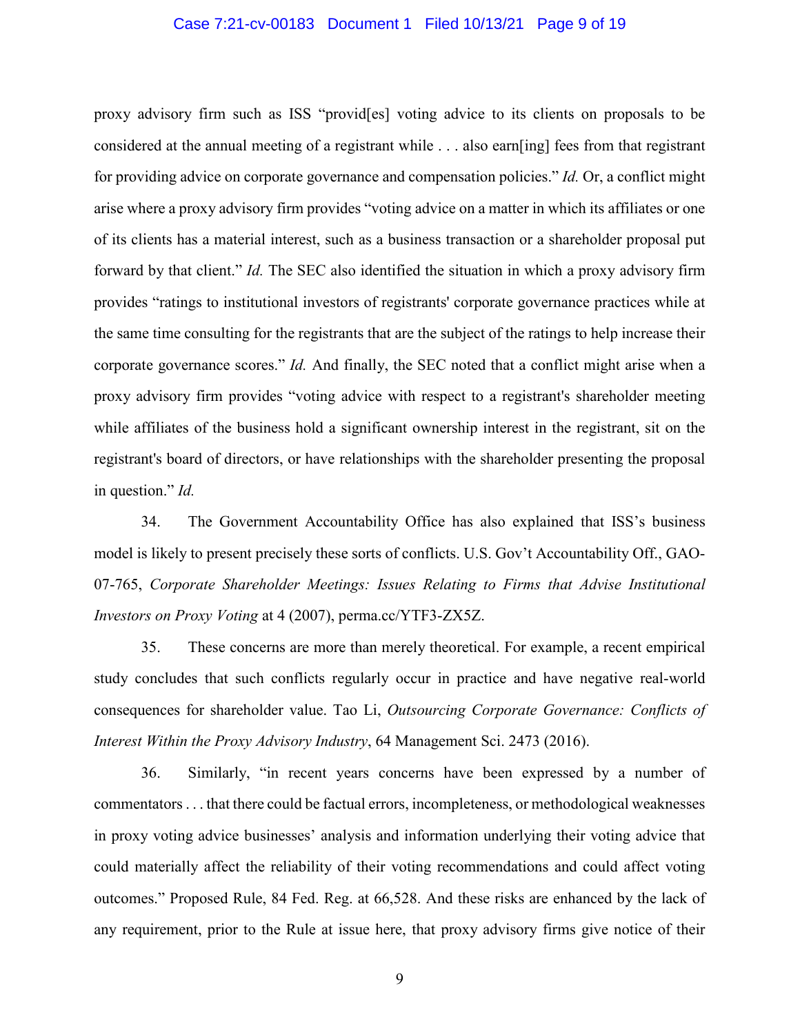proxy advisory firm such as ISS "provid[es] voting advice to its clients on proposals to be considered at the annual meeting of a registrant while . . . also earn[ing] fees from that registrant for providing advice on corporate governance and compensation policies." *Id.* Or, a conflict might arise where a proxy advisory firm provides "voting advice on a matter in which its affiliates or one of its clients has a material interest, such as a business transaction or a shareholder proposal put forward by that client." *Id.* The SEC also identified the situation in which a proxy advisory firm provides "ratings to institutional investors of registrants' corporate governance practices while at the same time consulting for the registrants that are the subject of the ratings to help increase their corporate governance scores." *Id.* And finally, the SEC noted that a conflict might arise when a proxy advisory firm provides "voting advice with respect to a registrant's shareholder meeting while affiliates of the business hold a significant ownership interest in the registrant, sit on the registrant's board of directors, or have relationships with the shareholder presenting the proposal in question." *Id.*

34. The Government Accountability Office has also explained that ISS's business model is likely to present precisely these sorts of conflicts. U.S. Gov't Accountability Off., GAO-07-765, *Corporate Shareholder Meetings: Issues Relating to Firms that Advise Institutional Investors on Proxy Voting* at 4 (2007), perma.cc/YTF3-ZX5Z.

35. These concerns are more than merely theoretical. For example, a recent empirical study concludes that such conflicts regularly occur in practice and have negative real-world consequences for shareholder value. Tao Li, *Outsourcing Corporate Governance: Conflicts of Interest Within the Proxy Advisory Industry*, 64 Management Sci. 2473 (2016).

36. Similarly, "in recent years concerns have been expressed by a number of commentators . . . that there could be factual errors, incompleteness, or methodological weaknesses in proxy voting advice businesses' analysis and information underlying their voting advice that could materially affect the reliability of their voting recommendations and could affect voting outcomes." Proposed Rule, 84 Fed. Reg. at 66,528. And these risks are enhanced by the lack of any requirement, prior to the Rule at issue here, that proxy advisory firms give notice of their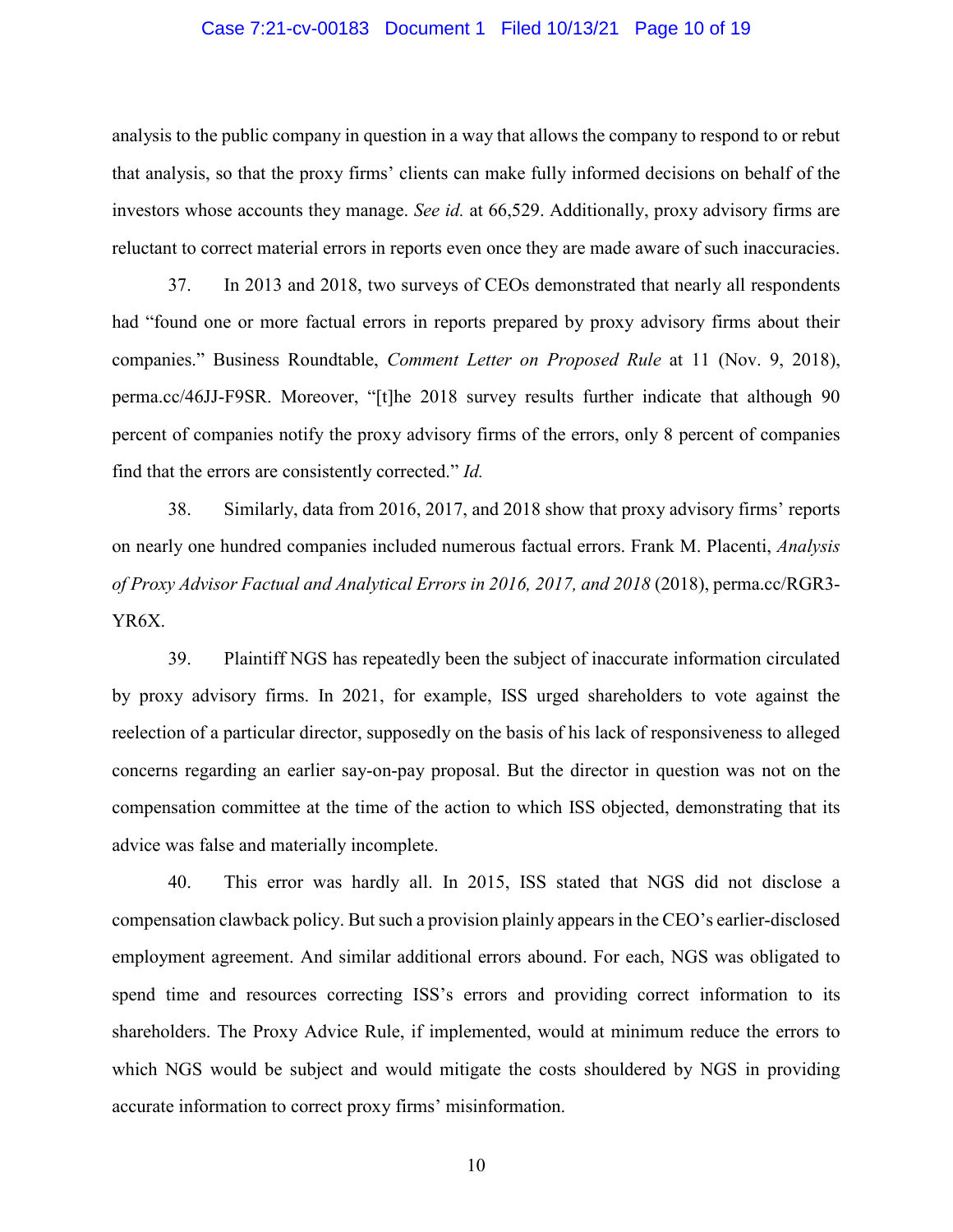analysis to the public company in question in a way that allows the company to respond to or rebut that analysis, so that the proxy firms' clients can make fully informed decisions on behalf of the investors whose accounts they manage. *See id.* at 66,529. Additionally, proxy advisory firms are reluctant to correct material errors in reports even once they are made aware of such inaccuracies.

37. In 2013 and 2018, two surveys of CEOs demonstrated that nearly all respondents had "found one or more factual errors in reports prepared by proxy advisory firms about their companies." Business Roundtable, *Comment Letter on Proposed Rule* at 11 (Nov. 9, 2018), perma.cc/46JJ-F9SR. Moreover, "[t]he 2018 survey results further indicate that although 90 percent of companies notify the proxy advisory firms of the errors, only 8 percent of companies find that the errors are consistently corrected." *Id.*

38. Similarly, data from 2016, 2017, and 2018 show that proxy advisory firms' reports on nearly one hundred companies included numerous factual errors. Frank M. Placenti, *Analysis of Proxy Advisor Factual and Analytical Errors in 2016, 2017, and 2018* (2018), perma.cc/RGR3-YR6X.

39. Plaintiff NGS has repeatedly been the subject of inaccurate information circulated by proxy advisory firms. In 2021, for example, ISS urged shareholders to vote against the reelection of a particular director, supposedly on the basis of his lack of responsiveness to alleged concerns regarding an earlier say-on-pay proposal. But the director in question was not on the compensation committee at the time of the action to which ISS objected, demonstrating that its advice was false and materially incomplete.

40. This error was hardly all. In 2015, ISS stated that NGS did not disclose a compensation clawback policy. But such a provision plainly appears in the CEO's earlier-disclosed employment agreement. And similar additional errors abound. For each, NGS was obligated to spend time and resources correcting ISS's errors and providing correct information to its shareholders. The Proxy Advice Rule, if implemented, would at minimum reduce the errors to which NGS would be subject and would mitigate the costs shouldered by NGS in providing accurate information to correct proxy firms' misinformation.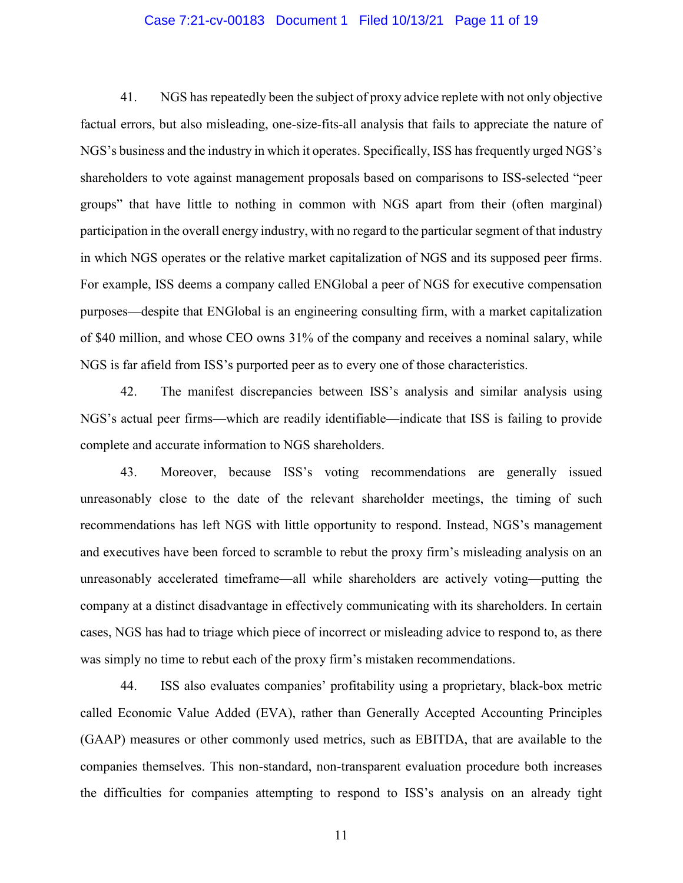41. NGS has repeatedly been the subject of proxy advice replete with not only objective factual errors, but also misleading, one-size-fits-all analysis that fails to appreciate the nature of NGS's business and the industry in which it operates. Specifically, ISS has frequently urged NGS's shareholders to vote against management proposals based on comparisons to ISS-selected "peer groups" that have little to nothing in common with NGS apart from their (often marginal) participation in the overall energy industry, with no regard to the particular segment of that industry in which NGS operates or the relative market capitalization of NGS and its supposed peer firms. For example, ISS deems a company called ENGlobal a peer of NGS for executive compensation purposes—despite that ENGlobal is an engineering consulting firm, with a market capitalization of $40 million, and whose CEO owns 31% of the company and receives a nominal salary, while NGS is far afield from ISS's purported peer as to every one of those characteristics.

42. The manifest discrepancies between ISS's analysis and similar analysis using NGS's actual peer firms—which are readily identifiable—indicate that ISS is failing to provide complete and accurate information to NGS shareholders.

43. Moreover, because ISS's voting recommendations are generally issued unreasonably close to the date of the relevant shareholder meetings, the timing of such recommendations has left NGS with little opportunity to respond. Instead, NGS's management and executives have been forced to scramble to rebut the proxy firm's misleading analysis on an unreasonably accelerated timeframe—all while shareholders are actively voting—putting the company at a distinct disadvantage in effectively communicating with its shareholders. In certain cases, NGS has had to triage which piece of incorrect or misleading advice to respond to, as there was simply no time to rebut each of the proxy firm's mistaken recommendations.

44. ISS also evaluates companies' profitability using a proprietary, black-box metric called Economic Value Added (EVA), rather than Generally Accepted Accounting Principles (GAAP) measures or other commonly used metrics, such as EBITDA, that are available to the companies themselves. This non-standard, non-transparent evaluation procedure both increases the difficulties for companies attempting to respond to ISS's analysis on an already tight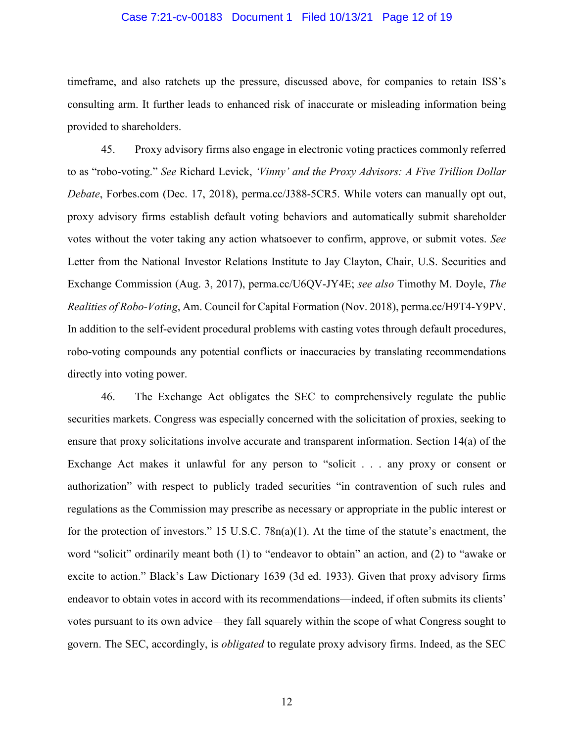timeframe, and also ratchets up the pressure, discussed above, for companies to retain ISS's consulting arm. It further leads to enhanced risk of inaccurate or misleading information being provided to shareholders.

45. Proxy advisory firms also engage in electronic voting practices commonly referred to as "robo-voting." *See* Richard Levick, *'Vinny' and the Proxy Advisors: A Five Trillion Dollar Debate*, Forbes.com (Dec. 17, 2018), perma.cc/J388-5CR5. While voters can manually opt out, proxy advisory firms establish default voting behaviors and automatically submit shareholder votes without the voter taking any action whatsoever to confirm, approve, or submit votes. *See* Letter from the National Investor Relations Institute to Jay Clayton, Chair, U.S. Securities and Exchange Commission (Aug. 3, 2017), perma.cc/U6QV-JY4E; *see also* Timothy M. Doyle, *The Realities of Robo-Voting*, Am. Council for Capital Formation (Nov. 2018), perma.cc/H9T4-Y9PV. In addition to the self-evident procedural problems with casting votes through default procedures, robo-voting compounds any potential conflicts or inaccuracies by translating recommendations directly into voting power.

46. The Exchange Act obligates the SEC to comprehensively regulate the public securities markets. Congress was especially concerned with the solicitation of proxies, seeking to ensure that proxy solicitations involve accurate and transparent information. Section 14(a) of the Exchange Act makes it unlawful for any person to "solicit . . . any proxy or consent or authorization" with respect to publicly traded securities "in contravention of such rules and regulations as the Commission may prescribe as necessary or appropriate in the public interest or for the protection of investors." 15 U.S.C. 78n(a)(1). At the time of the statute's enactment, the word "solicit" ordinarily meant both (1) to "endeavor to obtain" an action, and (2) to "awake or excite to action." Black's Law Dictionary 1639 (3d ed. 1933). Given that proxy advisory firms endeavor to obtain votes in accord with its recommendations—indeed, if often submits its clients' votes pursuant to its own advice—they fall squarely within the scope of what Congress sought to govern. The SEC, accordingly, is *obligated* to regulate proxy advisory firms. Indeed, as the SEC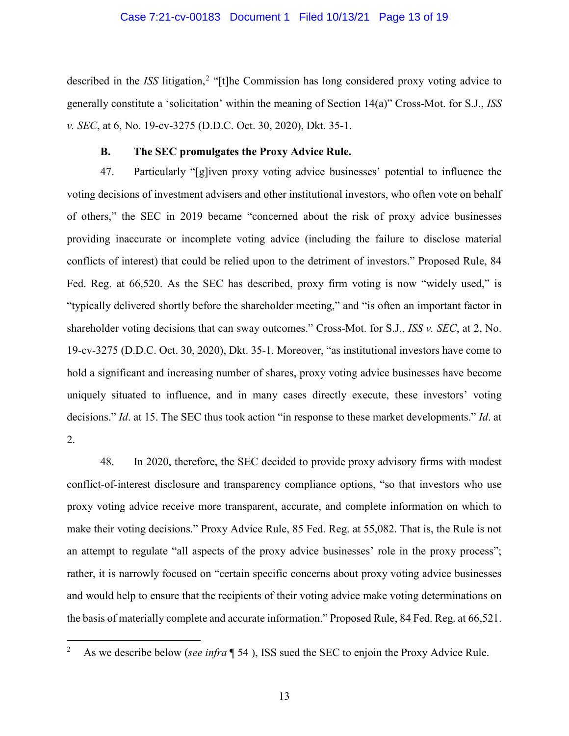described in the *ISS* litigation,[2] "[t]he Commission has long considered proxy voting advice to generally constitute a 'solicitation' within the meaning of Section 14(a)" Cross-Mot. for S.J., *ISS v. SEC*, at 6, No. 19-cv-3275 (D.D.C. Oct. 30, 2020), Dkt. 35-1.

**B. The SEC promulgates the Proxy Advice Rule.**

47. Particularly "[g]iven proxy voting advice businesses' potential to influence the voting decisions of investment advisers and other institutional investors, who often vote on behalf of others," the SEC in 2019 became "concerned about the risk of proxy advice businesses providing inaccurate or incomplete voting advice (including the failure to disclose material conflicts of interest) that could be relied upon to the detriment of investors." Proposed Rule, 84 Fed. Reg. at 66,520. As the SEC has described, proxy firm voting is now "widely used," is "typically delivered shortly before the shareholder meeting," and "is often an important factor in shareholder voting decisions that can sway outcomes." Cross-Mot. for S.J., *ISS v. SEC*, at 2, No. 19-cv-3275 (D.D.C. Oct. 30, 2020), Dkt. 35-1. Moreover, "as institutional investors have come to hold a significant and increasing number of shares, proxy voting advice businesses have become uniquely situated to influence, and in many cases directly execute, these investors' voting decisions." *Id*. at 15. The SEC thus took action "in response to these market developments." *Id*. at 2.

48. In 2020, therefore, the SEC decided to provide proxy advisory firms with modest conflict-of-interest disclosure and transparency compliance options, "so that investors who use proxy voting advice receive more transparent, accurate, and complete information on which to make their voting decisions." Proxy Advice Rule, 85 Fed. Reg. at 55,082. That is, the Rule is not an attempt to regulate "all aspects of the proxy advice businesses' role in the proxy process"; rather, it is narrowly focused on "certain specific concerns about proxy voting advice businesses and would help to ensure that the recipients of their voting advice make voting determinations on the basis of materially complete and accurate information." Proposed Rule, 84 Fed. Reg. at 66,521.

---

[2] As we describe below (*see infra* ¶ 54 ), ISS sued the SEC to enjoin the Proxy Advice Rule.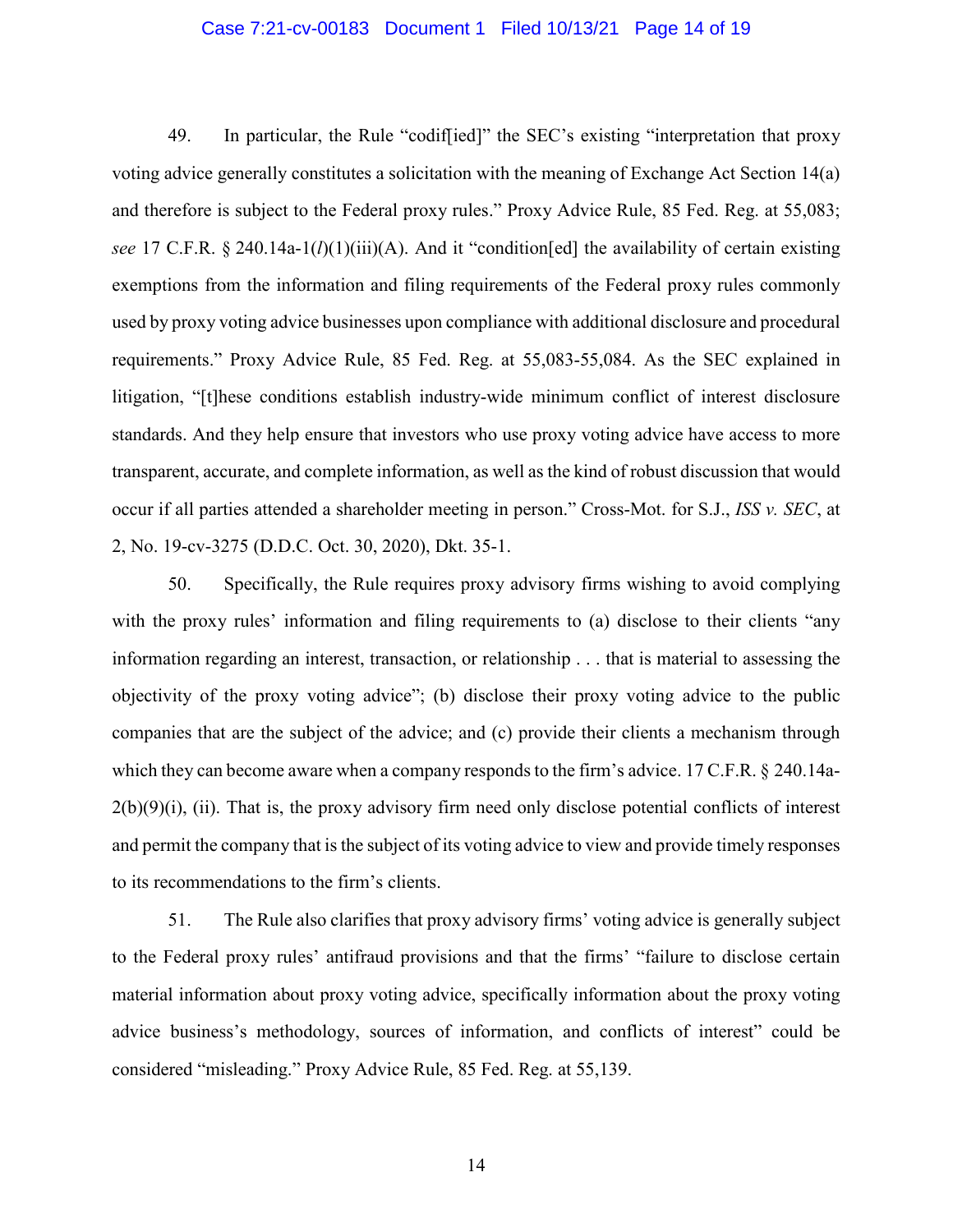49. In particular, the Rule "codif[ied]" the SEC's existing "interpretation that proxy voting advice generally constitutes a solicitation with the meaning of Exchange Act Section 14(a) and therefore is subject to the Federal proxy rules." Proxy Advice Rule, 85 Fed. Reg. at 55,083; *see* 17 C.F.R. § 240.14a-1(*l*)(1)(iii)(A). And it "condition[ed] the availability of certain existing exemptions from the information and filing requirements of the Federal proxy rules commonly used by proxy voting advice businesses upon compliance with additional disclosure and procedural requirements." Proxy Advice Rule, 85 Fed. Reg. at 55,083-55,084. As the SEC explained in litigation, "[t]hese conditions establish industry-wide minimum conflict of interest disclosure standards. And they help ensure that investors who use proxy voting advice have access to more transparent, accurate, and complete information, as well as the kind of robust discussion that would occur if all parties attended a shareholder meeting in person." Cross-Mot. for S.J., *ISS v. SEC*, at 2, No. 19-cv-3275 (D.D.C. Oct. 30, 2020), Dkt. 35-1.

50. Specifically, the Rule requires proxy advisory firms wishing to avoid complying with the proxy rules' information and filing requirements to (a) disclose to their clients "any information regarding an interest, transaction, or relationship . . . that is material to assessing the objectivity of the proxy voting advice"; (b) disclose their proxy voting advice to the public companies that are the subject of the advice; and (c) provide their clients a mechanism through which they can become aware when a company responds to the firm's advice. 17 C.F.R. § 240.14a-2(b)(9)(i), (ii). That is, the proxy advisory firm need only disclose potential conflicts of interest and permit the company that is the subject of its voting advice to view and provide timely responses to its recommendations to the firm's clients.

51. The Rule also clarifies that proxy advisory firms' voting advice is generally subject to the Federal proxy rules' antifraud provisions and that the firms' "failure to disclose certain material information about proxy voting advice, specifically information about the proxy voting advice business's methodology, sources of information, and conflicts of interest" could be considered "misleading." Proxy Advice Rule, 85 Fed. Reg. at 55,139.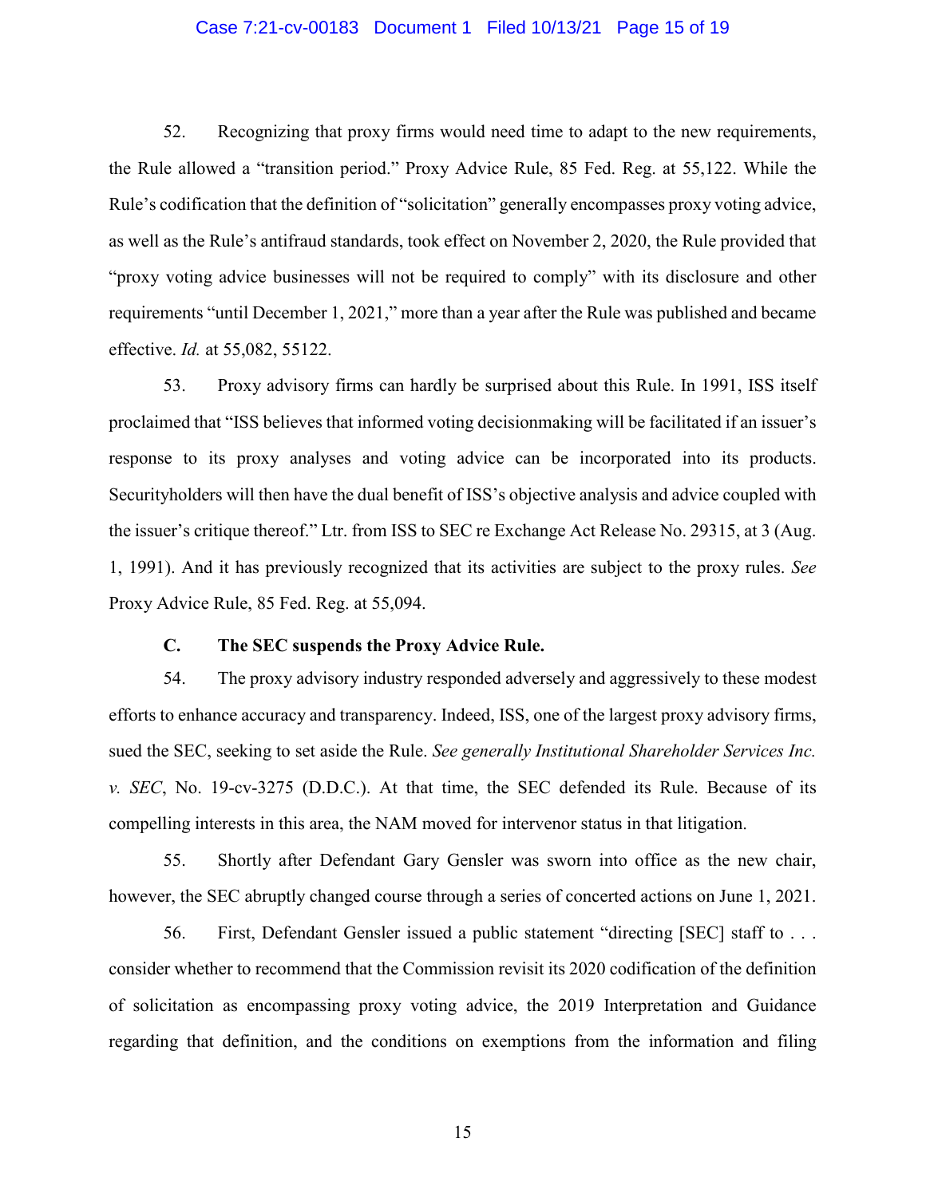52. Recognizing that proxy firms would need time to adapt to the new requirements, the Rule allowed a "transition period." Proxy Advice Rule, 85 Fed. Reg. at 55,122. While the Rule's codification that the definition of "solicitation" generally encompasses proxy voting advice, as well as the Rule's antifraud standards, took effect on November 2, 2020, the Rule provided that "proxy voting advice businesses will not be required to comply" with its disclosure and other requirements "until December 1, 2021," more than a year after the Rule was published and became effective. *Id.* at 55,082, 55122.

53. Proxy advisory firms can hardly be surprised about this Rule. In 1991, ISS itself proclaimed that "ISS believes that informed voting decisionmaking will be facilitated if an issuer's response to its proxy analyses and voting advice can be incorporated into its products. Securityholders will then have the dual benefit of ISS's objective analysis and advice coupled with the issuer's critique thereof." Ltr. from ISS to SEC re Exchange Act Release No. 29315, at 3 (Aug. 1, 1991). And it has previously recognized that its activities are subject to the proxy rules. *See* Proxy Advice Rule, 85 Fed. Reg. at 55,094.

### C. The SEC suspends the Proxy Advice Rule.

54. The proxy advisory industry responded adversely and aggressively to these modest efforts to enhance accuracy and transparency. Indeed, ISS, one of the largest proxy advisory firms, sued the SEC, seeking to set aside the Rule. *See generally Institutional Shareholder Services Inc. v. SEC*, No. 19-cv-3275 (D.D.C.). At that time, the SEC defended its Rule. Because of its compelling interests in this area, the NAM moved for intervenor status in that litigation.

55. Shortly after Defendant Gary Gensler was sworn into office as the new chair, however, the SEC abruptly changed course through a series of concerted actions on June 1, 2021.

56. First, Defendant Gensler issued a public statement "directing [SEC] staff to . . . consider whether to recommend that the Commission revisit its 2020 codification of the definition of solicitation as encompassing proxy voting advice, the 2019 Interpretation and Guidance regarding that definition, and the conditions on exemptions from the information and filing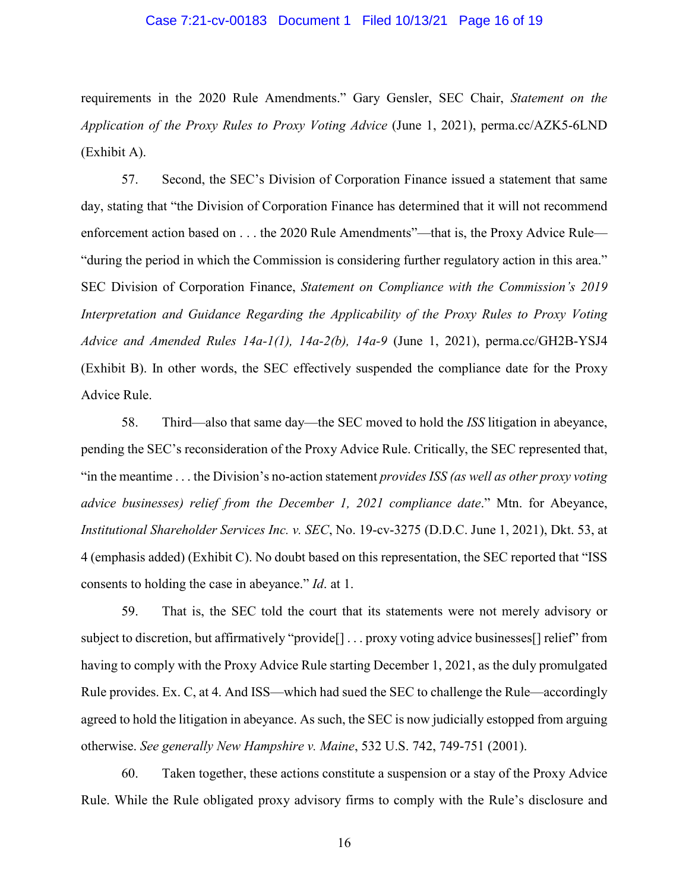requirements in the 2020 Rule Amendments." Gary Gensler, SEC Chair, *Statement on the Application of the Proxy Rules to Proxy Voting Advice* (June 1, 2021), perma.cc/AZK5-6LND (Exhibit A).

57. Second, the SEC's Division of Corporation Finance issued a statement that same day, stating that "the Division of Corporation Finance has determined that it will not recommend enforcement action based on . . . the 2020 Rule Amendments"—that is, the Proxy Advice Rule—"during the period in which the Commission is considering further regulatory action in this area." SEC Division of Corporation Finance, *Statement on Compliance with the Commission's 2019 Interpretation and Guidance Regarding the Applicability of the Proxy Rules to Proxy Voting Advice and Amended Rules 14a-1(1), 14a-2(b), 14a-9* (June 1, 2021), perma.cc/GH2B-YSJ4 (Exhibit B). In other words, the SEC effectively suspended the compliance date for the Proxy Advice Rule.

58. Third—also that same day—the SEC moved to hold the *ISS* litigation in abeyance, pending the SEC's reconsideration of the Proxy Advice Rule. Critically, the SEC represented that, "in the meantime . . . the Division's no-action statement *provides ISS (as well as other proxy voting advice businesses) relief from the December 1, 2021 compliance date*." Mtn. for Abeyance, *Institutional Shareholder Services Inc. v. SEC*, No. 19-cv-3275 (D.D.C. June 1, 2021), Dkt. 53, at 4 (emphasis added) (Exhibit C). No doubt based on this representation, the SEC reported that "ISS consents to holding the case in abeyance." *Id*. at 1.

59. That is, the SEC told the court that its statements were not merely advisory or subject to discretion, but affirmatively "provide[] . . . proxy voting advice businesses[] relief" from having to comply with the Proxy Advice Rule starting December 1, 2021, as the duly promulgated Rule provides. Ex. C, at 4. And ISS—which had sued the SEC to challenge the Rule—accordingly agreed to hold the litigation in abeyance. As such, the SEC is now judicially estopped from arguing otherwise. *See generally New Hampshire v. Maine*, 532 U.S. 742, 749-751 (2001).

60. Taken together, these actions constitute a suspension or a stay of the Proxy Advice Rule. While the Rule obligated proxy advisory firms to comply with the Rule's disclosure and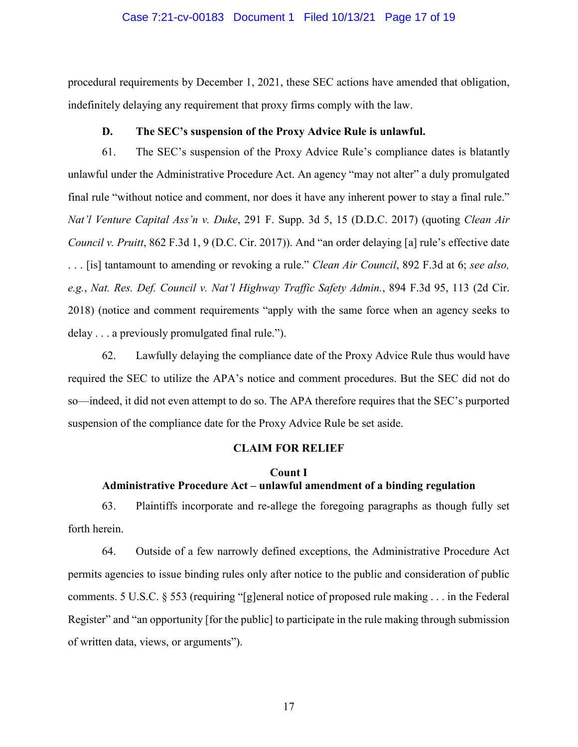procedural requirements by December 1, 2021, these SEC actions have amended that obligation, indefinitely delaying any requirement that proxy firms comply with the law.

### D. The SEC's suspension of the Proxy Advice Rule is unlawful.

61. The SEC's suspension of the Proxy Advice Rule's compliance dates is blatantly unlawful under the Administrative Procedure Act. An agency "may not alter" a duly promulgated final rule "without notice and comment, nor does it have any inherent power to stay a final rule." *Nat'l Venture Capital Ass'n v. Duke*, 291 F. Supp. 3d 5, 15 (D.D.C. 2017) (quoting *Clean Air Council v. Pruitt*, 862 F.3d 1, 9 (D.C. Cir. 2017)). And "an order delaying [a] rule's effective date . . . [is] tantamount to amending or revoking a rule." *Clean Air Council*, 892 F.3d at 6; *see also, e.g.*, *Nat. Res. Def. Council v. Nat'l Highway Traffic Safety Admin.*, 894 F.3d 95, 113 (2d Cir. 2018) (notice and comment requirements "apply with the same force when an agency seeks to delay . . . a previously promulgated final rule.").

62. Lawfully delaying the compliance date of the Proxy Advice Rule thus would have required the SEC to utilize the APA's notice and comment procedures. But the SEC did not do so—indeed, it did not even attempt to do so. The APA therefore requires that the SEC's purported suspension of the compliance date for the Proxy Advice Rule be set aside.

## CLAIM FOR RELIEF

### Count I
### Administrative Procedure Act – unlawful amendment of a binding regulation

63. Plaintiffs incorporate and re-allege the foregoing paragraphs as though fully set forth herein.

64. Outside of a few narrowly defined exceptions, the Administrative Procedure Act permits agencies to issue binding rules only after notice to the public and consideration of public comments. 5 U.S.C. § 553 (requiring "[g]eneral notice of proposed rule making . . . in the Federal Register" and "an opportunity [for the public] to participate in the rule making through submission of written data, views, or arguments").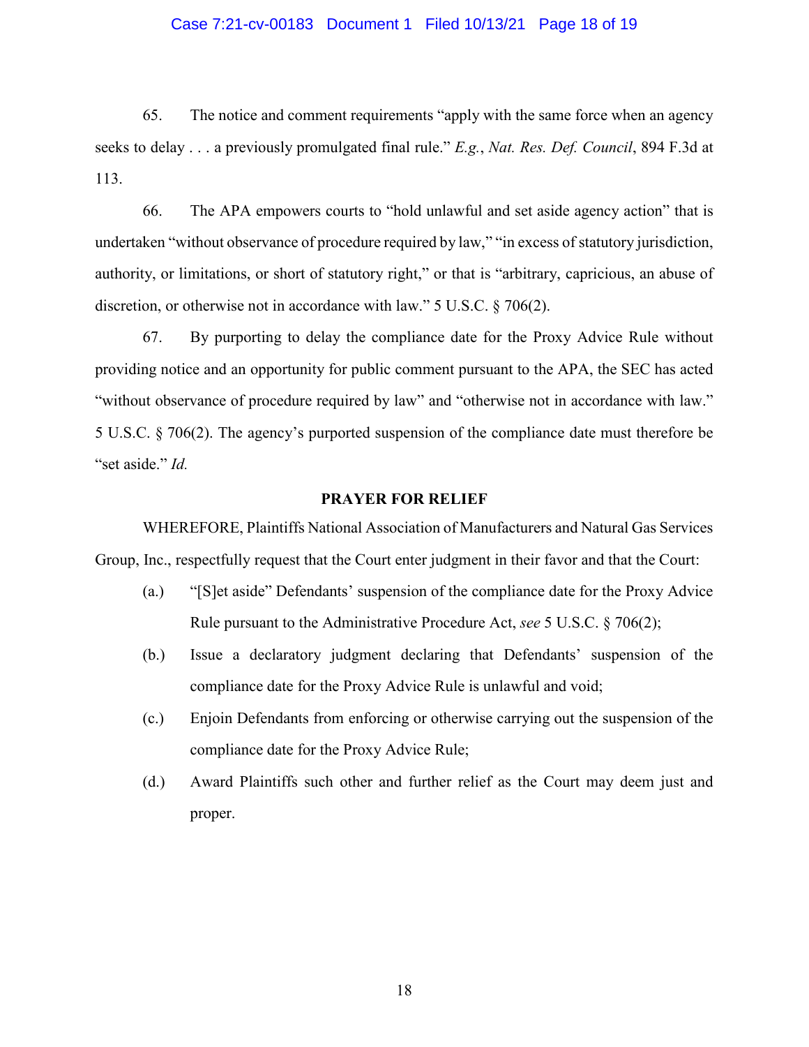65. The notice and comment requirements "apply with the same force when an agency seeks to delay . . . a previously promulgated final rule." *E.g.*, *Nat. Res. Def. Council*, 894 F.3d at 113.

66. The APA empowers courts to "hold unlawful and set aside agency action" that is undertaken "without observance of procedure required by law," "in excess of statutory jurisdiction, authority, or limitations, or short of statutory right," or that is "arbitrary, capricious, an abuse of discretion, or otherwise not in accordance with law." 5 U.S.C. § 706(2).

67. By purporting to delay the compliance date for the Proxy Advice Rule without providing notice and an opportunity for public comment pursuant to the APA, the SEC has acted "without observance of procedure required by law" and "otherwise not in accordance with law." 5 U.S.C. § 706(2). The agency's purported suspension of the compliance date must therefore be "set aside." *Id.*

**PRAYER FOR RELIEF**

WHEREFORE, Plaintiffs National Association of Manufacturers and Natural Gas Services Group, Inc., respectfully request that the Court enter judgment in their favor and that the Court:

(a.) "[S]et aside" Defendants' suspension of the compliance date for the Proxy Advice Rule pursuant to the Administrative Procedure Act, *see* 5 U.S.C. § 706(2);

(b.) Issue a declaratory judgment declaring that Defendants' suspension of the compliance date for the Proxy Advice Rule is unlawful and void;

(c.) Enjoin Defendants from enforcing or otherwise carrying out the suspension of the compliance date for the Proxy Advice Rule;

(d.) Award Plaintiffs such other and further relief as the Court may deem just and proper.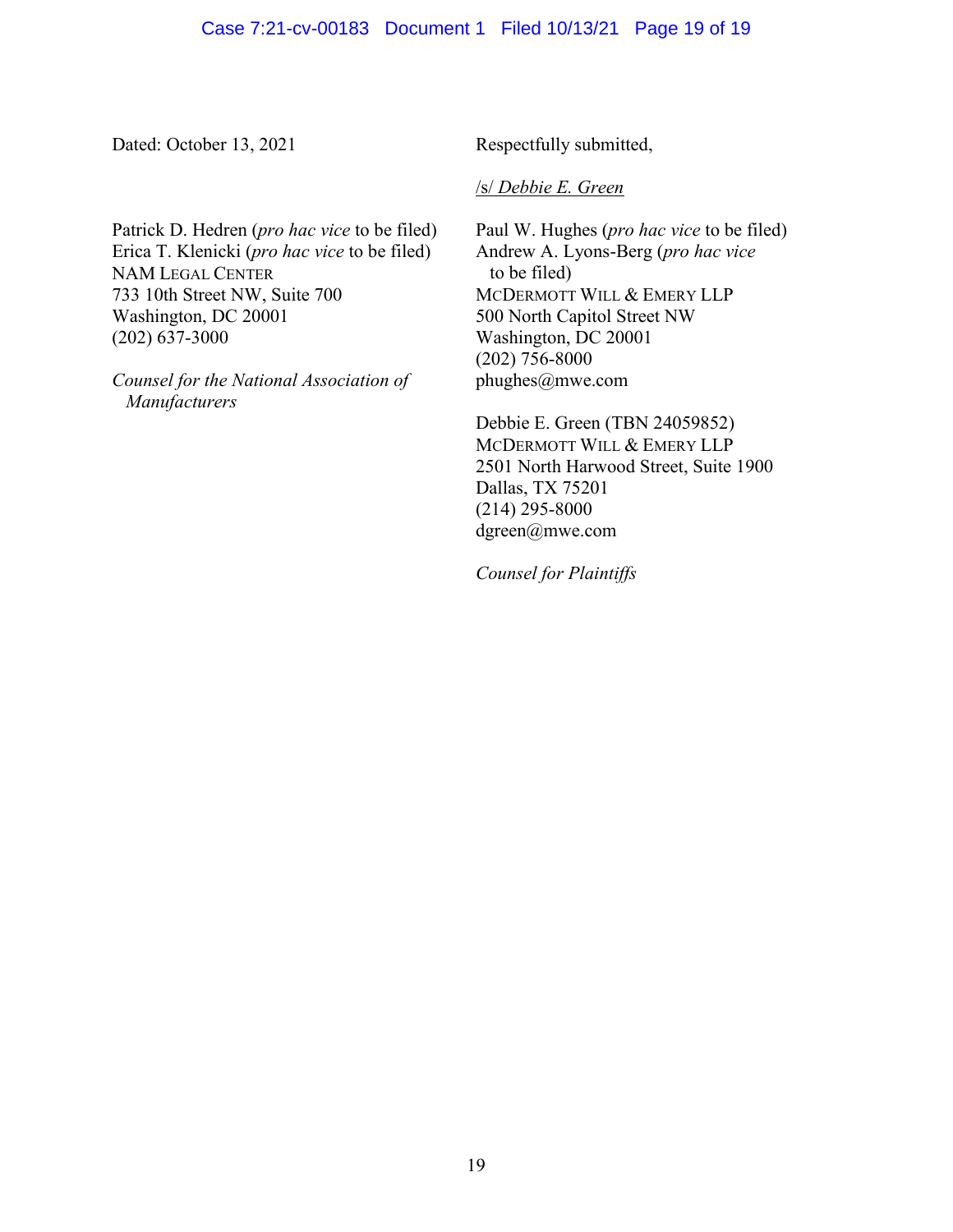Dated: October 13, 2021

Respectfully submitted,

/s/ *Debbie E. Green*

Paul W. Hughes (*pro hac vice* to be filed)
Andrew A. Lyons-Berg (*pro hac vice* to be filed)
McDermott Will & Emery LLP
500 North Capitol Street NW
Washington, DC 20001
(202) 756-8000
phughes@mwe.com

Debbie E. Green (TBN 24059852)
McDermott Will & Emery LLP
2501 North Harwood Street, Suite 1900
Dallas, TX 75201
(214) 295-8000
dgreen@mwe.com

*Counsel for Plaintiffs*

Patrick D. Hedren (*pro hac vice* to be filed)
Erica T. Klenicki (*pro hac vice* to be filed)
NAM Legal Center
733 10th Street NW, Suite 700
Washington, DC 20001
(202) 637-3000

*Counsel for the National Association of Manufacturers*